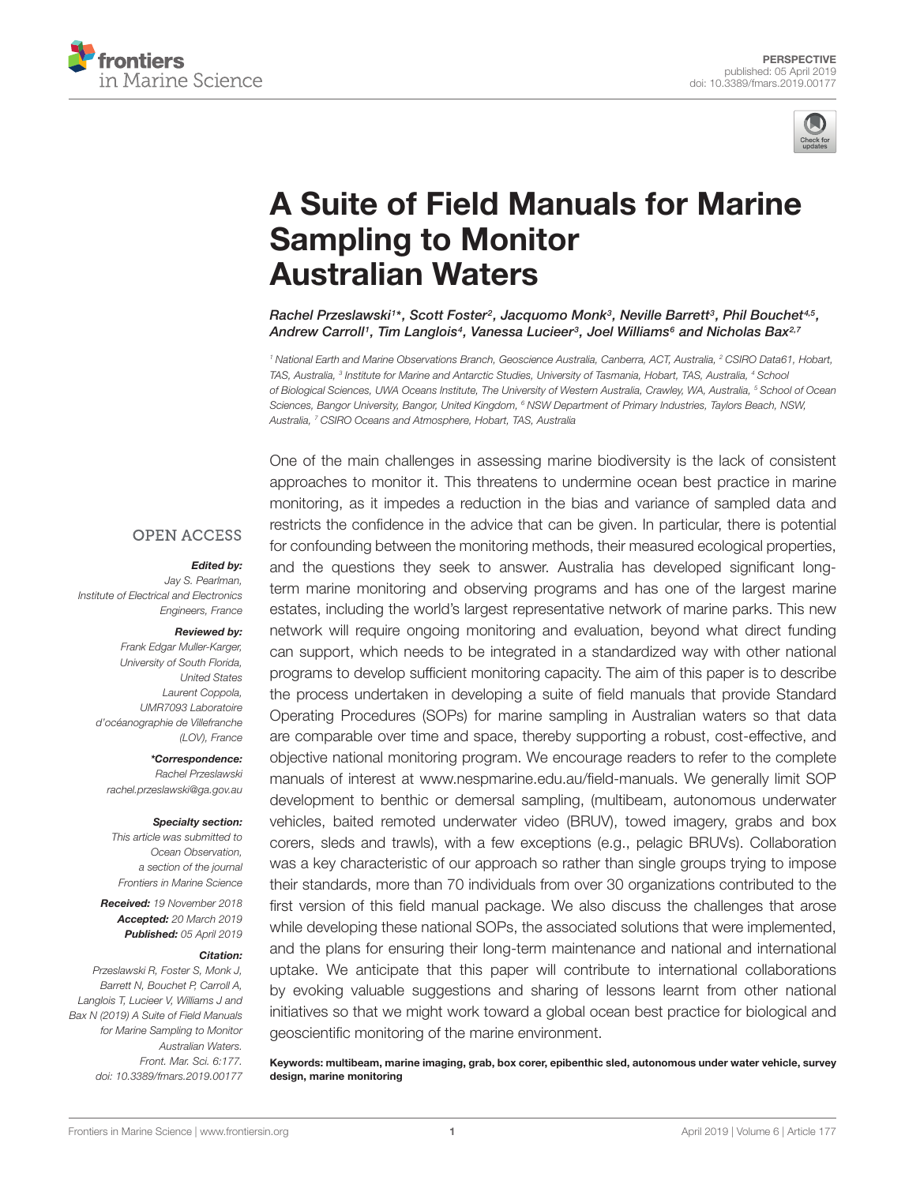PERSPECTIVE
published: 05 April 2019
doi: 10.3389/fmars.2019.00177

# A Suite of Field Manuals for Marine Sampling to Monitor Australian Waters

*Rachel Przeslawski[1]\*, Scott Foster[2], Jacquomo Monk[3], Neville Barrett[3], Phil Bouchet[4,5], Andrew Carroll[1], Tim Langlois[4], Vanessa Lucieer[3], Joel Williams[6] and Nicholas Bax[2,7]*

[1] National Earth and Marine Observations Branch, Geoscience Australia, Canberra, ACT, Australia, [2] CSIRO Data61, Hobart, TAS, Australia, [3] Institute for Marine and Antarctic Studies, University of Tasmania, Hobart, TAS, Australia, [4] School of Biological Sciences, UWA Oceans Institute, The University of Western Australia, Crawley, WA, Australia, [5] School of Ocean Sciences, Bangor University, Bangor, United Kingdom, [6] NSW Department of Primary Industries, Taylors Beach, NSW, Australia, [7] CSIRO Oceans and Atmosphere, Hobart, TAS, Australia

OPEN ACCESS

***Edited by:***
*Jay S. Pearlman, Institute of Electrical and Electronics Engineers, France*

***Reviewed by:***
*Frank Edgar Muller-Karger, University of South Florida, United States*
*Laurent Coppola, UMR7093 Laboratoire d'océanographie de Villefranche (LOV), France*

***\*Correspondence:***
*Rachel Przeslawski*
*rachel.przeslawski@ga.gov.au*

***Specialty section:***
*This article was submitted to Ocean Observation, a section of the journal Frontiers in Marine Science*

***Received:*** *19 November 2018*
***Accepted:*** *20 March 2019*
***Published:*** *05 April 2019*

***Citation:***
*Przeslawski R, Foster S, Monk J, Barrett N, Bouchet P, Carroll A, Langlois T, Lucieer V, Williams J and Bax N (2019) A Suite of Field Manuals for Marine Sampling to Monitor Australian Waters. Front. Mar. Sci. 6:177. doi: 10.3389/fmars.2019.00177*

One of the main challenges in assessing marine biodiversity is the lack of consistent approaches to monitor it. This threatens to undermine ocean best practice in marine monitoring, as it impedes a reduction in the bias and variance of sampled data and restricts the confidence in the advice that can be given. In particular, there is potential for confounding between the monitoring methods, their measured ecological properties, and the questions they seek to answer. Australia has developed significant long-term marine monitoring and observing programs and has one of the largest marine estates, including the world's largest representative network of marine parks. This new network will require ongoing monitoring and evaluation, beyond what direct funding can support, which needs to be integrated in a standardized way with other national programs to develop sufficient monitoring capacity. The aim of this paper is to describe the process undertaken in developing a suite of field manuals that provide Standard Operating Procedures (SOPs) for marine sampling in Australian waters so that data are comparable over time and space, thereby supporting a robust, cost-effective, and objective national monitoring program. We encourage readers to refer to the complete manuals of interest at www.nespmarine.edu.au/field-manuals. We generally limit SOP development to benthic or demersal sampling, (multibeam, autonomous underwater vehicles, baited remoted underwater video (BRUV), towed imagery, grabs and box corers, sleds and trawls), with a few exceptions (e.g., pelagic BRUVs). Collaboration was a key characteristic of our approach so rather than single groups trying to impose their standards, more than 70 individuals from over 30 organizations contributed to the first version of this field manual package. We also discuss the challenges that arose while developing these national SOPs, the associated solutions that were implemented, and the plans for ensuring their long-term maintenance and national and international uptake. We anticipate that this paper will contribute to international collaborations by evoking valuable suggestions and sharing of lessons learnt from other national initiatives so that we might work toward a global ocean best practice for biological and geoscientific monitoring of the marine environment.

**Keywords: multibeam, marine imaging, grab, box corer, epibenthic sled, autonomous under water vehicle, survey design, marine monitoring**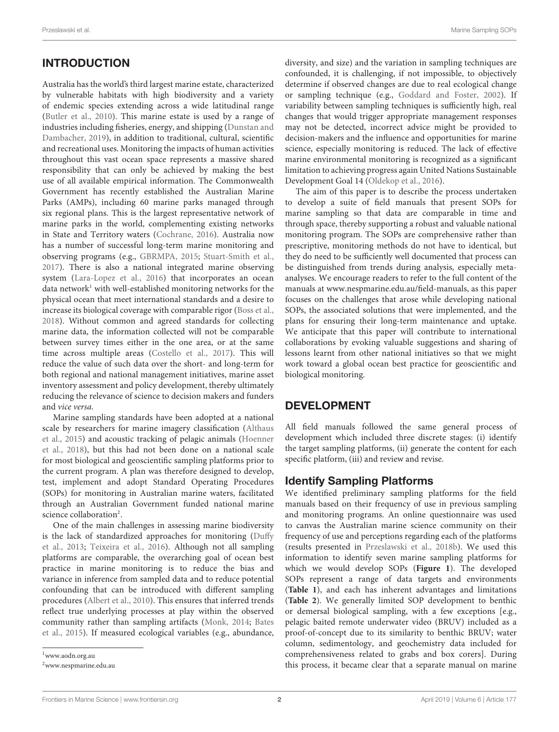## INTRODUCTION

Australia has the world's third largest marine estate, characterized by vulnerable habitats with high biodiversity and a variety of endemic species extending across a wide latitudinal range (Butler et al., 2010). This marine estate is used by a range of industries including fisheries, energy, and shipping (Dunstan and Dambacher, 2019), in addition to traditional, cultural, scientific and recreational uses. Monitoring the impacts of human activities throughout this vast ocean space represents a massive shared responsibility that can only be achieved by making the best use of all available empirical information. The Commonwealth Government has recently established the Australian Marine Parks (AMPs), including 60 marine parks managed through six regional plans. This is the largest representative network of marine parks in the world, complementing existing networks in State and Territory waters (Cochrane, 2016). Australia now has a number of successful long-term marine monitoring and observing programs (e.g., GBRMPA, 2015; Stuart-Smith et al., 2017). There is also a national integrated marine observing system (Lara-Lopez et al., 2016) that incorporates an ocean data network[1] with well-established monitoring networks for the physical ocean that meet international standards and a desire to increase its biological coverage with comparable rigor (Boss et al., 2018). Without common and agreed standards for collecting marine data, the information collected will not be comparable between survey times either in the one area, or at the same time across multiple areas (Costello et al., 2017). This will reduce the value of such data over the short- and long-term for both regional and national management initiatives, marine asset inventory assessment and policy development, thereby ultimately reducing the relevance of science to decision makers and funders and *vice versa*.

Marine sampling standards have been adopted at a national scale by researchers for marine imagery classification (Althaus et al., 2015) and acoustic tracking of pelagic animals (Hoenner et al., 2018), but this had not been done on a national scale for most biological and geoscientific sampling platforms prior to the current program. A plan was therefore designed to develop, test, implement and adopt Standard Operating Procedures (SOPs) for monitoring in Australian marine waters, facilitated through an Australian Government funded national marine science collaboration[2].

One of the main challenges in assessing marine biodiversity is the lack of standardized approaches for monitoring (Duffy et al., 2013; Teixeira et al., 2016). Although not all sampling platforms are comparable, the overarching goal of ocean best practice in marine monitoring is to reduce the bias and variance in inference from sampled data and to reduce potential confounding that can be introduced with different sampling procedures (Albert et al., 2010). This ensures that inferred trends reflect true underlying processes at play within the observed community rather than sampling artifacts (Monk, 2014; Bates et al., 2015). If measured ecological variables (e.g., abundance, diversity, and size) and the variation in sampling techniques are confounded, it is challenging, if not impossible, to objectively determine if observed changes are due to real ecological change or sampling technique (e.g., Goddard and Foster, 2002). If variability between sampling techniques is sufficiently high, real changes that would trigger appropriate management responses may not be detected, incorrect advice might be provided to decision-makers and the influence and opportunities for marine science, especially monitoring is reduced. The lack of effective marine environmental monitoring is recognized as a significant limitation to achieving progress again United Nations Sustainable Development Goal 14 (Oldekop et al., 2016).

The aim of this paper is to describe the process undertaken to develop a suite of field manuals that present SOPs for marine sampling so that data are comparable in time and through space, thereby supporting a robust and valuable national monitoring program. The SOPs are comprehensive rather than prescriptive, monitoring methods do not have to identical, but they do need to be sufficiently well documented that process can be distinguished from trends during analysis, especially meta-analyses. We encourage readers to refer to the full content of the manuals at www.nespmarine.edu.au/field-manuals, as this paper focuses on the challenges that arose while developing national SOPs, the associated solutions that were implemented, and the plans for ensuring their long-term maintenance and uptake. We anticipate that this paper will contribute to international collaborations by evoking valuable suggestions and sharing of lessons learnt from other national initiatives so that we might work toward a global ocean best practice for geoscientific and biological monitoring.

## DEVELOPMENT

All field manuals followed the same general process of development which included three discrete stages: (i) identify the target sampling platforms, (ii) generate the content for each specific platform, (iii) and review and revise.

### Identify Sampling Platforms

We identified preliminary sampling platforms for the field manuals based on their frequency of use in previous sampling and monitoring programs. An online questionnaire was used to canvas the Australian marine science community on their frequency of use and perceptions regarding each of the platforms (results presented in Przeslawski et al., 2018b). We used this information to identify seven marine sampling platforms for which we would develop SOPs (**Figure 1**). The developed SOPs represent a range of data targets and environments (**Table 1**), and each has inherent advantages and limitations (**Table 2**). We generally limited SOP development to benthic or demersal biological sampling, with a few exceptions [e.g., pelagic baited remote underwater video (BRUV) included as a proof-of-concept due to its similarity to benthic BRUV; water column, sedimentology, and geochemistry data included for comprehensiveness related to grabs and box corers]. During this process, it became clear that a separate manual on marine

[1] www.aodn.org.au

[2] www.nespmarine.edu.au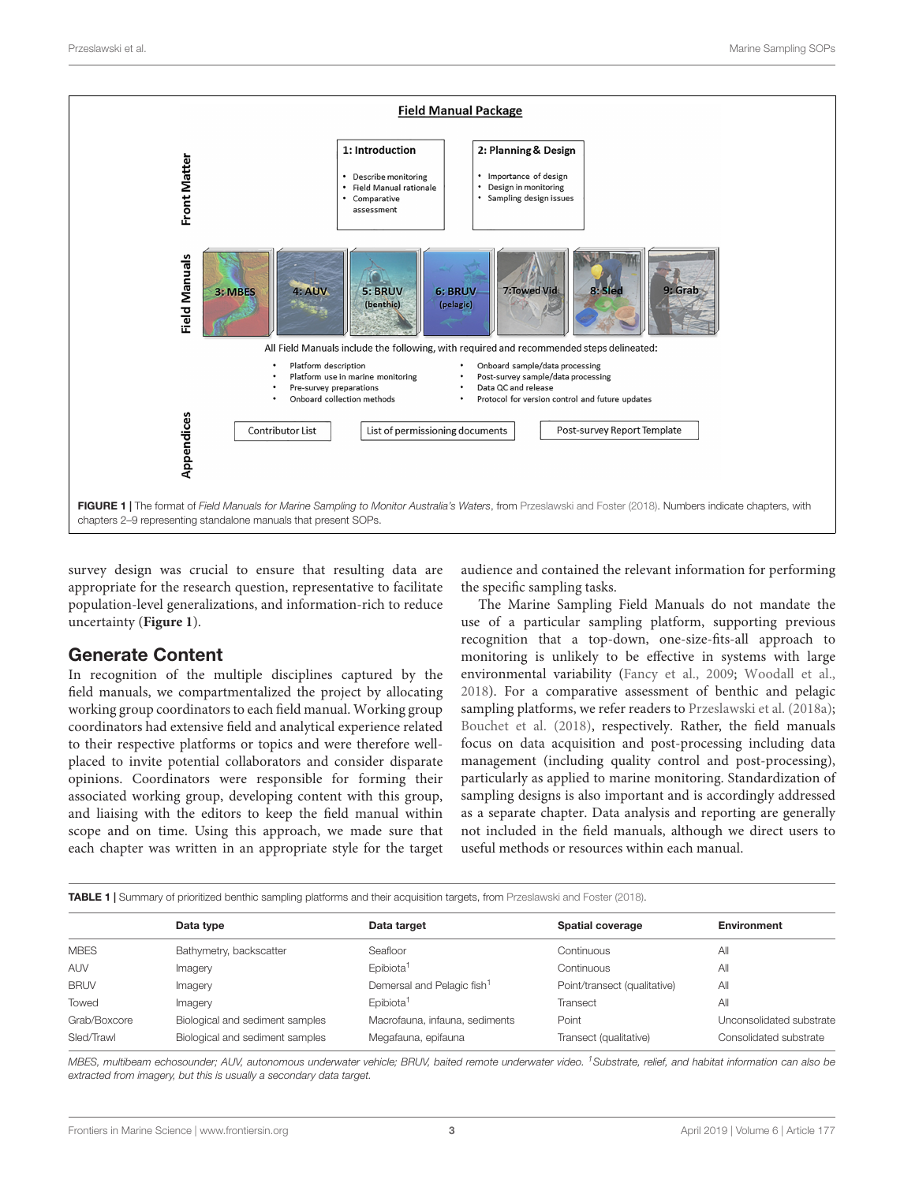FIGURE 1 | The format of *Field Manuals for Marine Sampling to Monitor Australia's Waters*, from Przeslawski and Foster (2018). Numbers indicate chapters, with chapters 2–9 representing standalone manuals that present SOPs.

survey design was crucial to ensure that resulting data are appropriate for the research question, representative to facilitate population-level generalizations, and information-rich to reduce uncertainty (**Figure 1**).

## Generate Content

In recognition of the multiple disciplines captured by the field manuals, we compartmentalized the project by allocating working group coordinators to each field manual. Working group coordinators had extensive field and analytical experience related to their respective platforms or topics and were therefore well-placed to invite potential collaborators and consider disparate opinions. Coordinators were responsible for forming their associated working group, developing content with this group, and liaising with the editors to keep the field manual within scope and on time. Using this approach, we made sure that each chapter was written in an appropriate style for the target audience and contained the relevant information for performing the specific sampling tasks.

The Marine Sampling Field Manuals do not mandate the use of a particular sampling platform, supporting previous recognition that a top-down, one-size-fits-all approach to monitoring is unlikely to be effective in systems with large environmental variability (Fancy et al., 2009; Woodall et al., 2018). For a comparative assessment of benthic and pelagic sampling platforms, we refer readers to Przeslawski et al. (2018a); Bouchet et al. (2018), respectively. Rather, the field manuals focus on data acquisition and post-processing including data management (including quality control and post-processing), particularly as applied to marine monitoring. Standardization of sampling designs is also important and is accordingly addressed as a separate chapter. Data analysis and reporting are generally not included in the field manuals, although we direct users to useful methods or resources within each manual.

TABLE 1 | Summary of prioritized benthic sampling platforms and their acquisition targets, from Przeslawski and Foster (2018).

| | Data type | Data target | Spatial coverage | Environment |
|---|---|---|---|---|
| MBES | Bathymetry, backscatter | Seafloor | Continuous | All |
| AUV | Imagery | Epibiota[1] | Continuous | All |
| BRUV | Imagery | Demersal and Pelagic fish[1] | Point/transect (qualitative) | All |
| Towed | Imagery | Epibiota[1] | Transect | All |
| Grab/Boxcore | Biological and sediment samples | Macrofauna, infauna, sediments | Point | Unconsolidated substrate |
| Sled/Trawl | Biological and sediment samples | Megafauna, epifauna | Transect (qualitative) | Consolidated substrate |

*MBES, multibeam echosounder; AUV, autonomous underwater vehicle; BRUV, baited remote underwater video.* [1]*Substrate, relief, and habitat information can also be extracted from imagery, but this is usually a secondary data target.*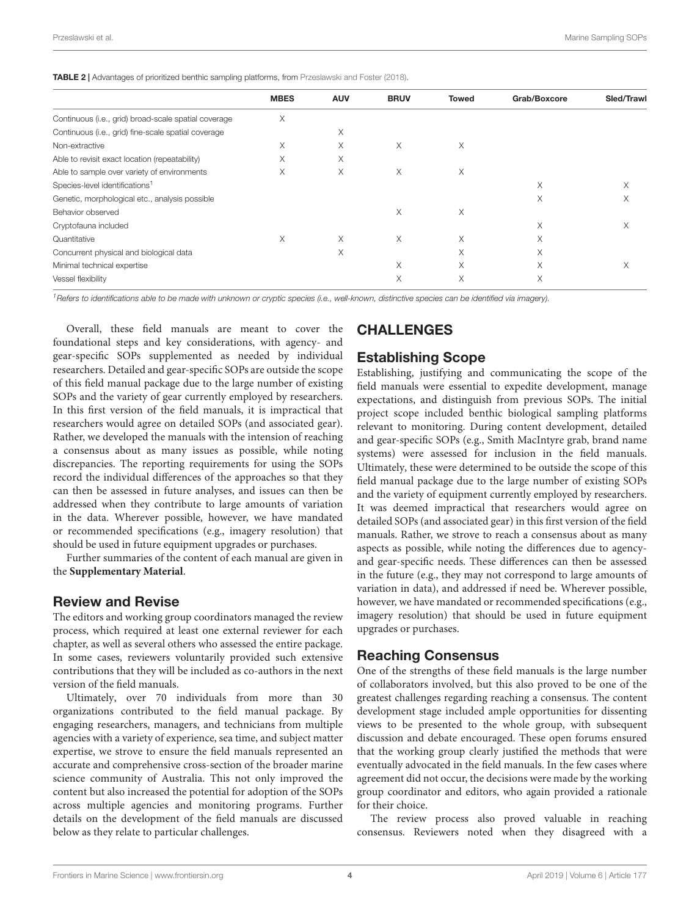**TABLE 2 |** Advantages of prioritized benthic sampling platforms, from Przeslawski and Foster (2018).

| | MBES | AUV | BRUV | Towed | Grab/Boxcore | Sled/Trawl |
|---|---|---|---|---|---|---|
| Continuous (i.e., grid) broad-scale spatial coverage | X | | | | | |
| Continuous (i.e., grid) fine-scale spatial coverage | | X | | | | |
| Non-extractive | X | X | X | X | | |
| Able to revisit exact location (repeatability) | X | X | | | | |
| Able to sample over variety of environments | X | X | X | X | | |
| Species-level identifications[1] | | | | | X | X |
| Genetic, morphological etc., analysis possible | | | | | X | X |
| Behavior observed | | | X | X | | |
| Cryptofauna included | | | | | X | X |
| Quantitative | X | X | X | X | X | |
| Concurrent physical and biological data | | X | | X | X | |
| Minimal technical expertise | | | X | X | X | X |
| Vessel flexibility | | | X | X | X | |

[1]*Refers to identifications able to be made with unknown or cryptic species (i.e., well-known, distinctive species can be identified via imagery).*

Overall, these field manuals are meant to cover the foundational steps and key considerations, with agency- and gear-specific SOPs supplemented as needed by individual researchers. Detailed and gear-specific SOPs are outside the scope of this field manual package due to the large number of existing SOPs and the variety of gear currently employed by researchers. In this first version of the field manuals, it is impractical that researchers would agree on detailed SOPs (and associated gear). Rather, we developed the manuals with the intension of reaching a consensus about as many issues as possible, while noting discrepancies. The reporting requirements for using the SOPs record the individual differences of the approaches so that they can then be assessed in future analyses, and issues can then be addressed when they contribute to large amounts of variation in the data. Wherever possible, however, we have mandated or recommended specifications (e.g., imagery resolution) that should be used in future equipment upgrades or purchases.

Further summaries of the content of each manual are given in the **Supplementary Material**.

## Review and Revise

The editors and working group coordinators managed the review process, which required at least one external reviewer for each chapter, as well as several others who assessed the entire package. In some cases, reviewers voluntarily provided such extensive contributions that they will be included as co-authors in the next version of the field manuals.

Ultimately, over 70 individuals from more than 30 organizations contributed to the field manual package. By engaging researchers, managers, and technicians from multiple agencies with a variety of experience, sea time, and subject matter expertise, we strove to ensure the field manuals represented an accurate and comprehensive cross-section of the broader marine science community of Australia. This not only improved the content but also increased the potential for adoption of the SOPs across multiple agencies and monitoring programs. Further details on the development of the field manuals are discussed below as they relate to particular challenges.

# CHALLENGES

## Establishing Scope

Establishing, justifying and communicating the scope of the field manuals were essential to expedite development, manage expectations, and distinguish from previous SOPs. The initial project scope included benthic biological sampling platforms relevant to monitoring. During content development, detailed and gear-specific SOPs (e.g., Smith MacIntyre grab, brand name systems) were assessed for inclusion in the field manuals. Ultimately, these were determined to be outside the scope of this field manual package due to the large number of existing SOPs and the variety of equipment currently employed by researchers. It was deemed impractical that researchers would agree on detailed SOPs (and associated gear) in this first version of the field manuals. Rather, we strove to reach a consensus about as many aspects as possible, while noting the differences due to agency- and gear-specific needs. These differences can then be assessed in the future (e.g., they may not correspond to large amounts of variation in data), and addressed if need be. Wherever possible, however, we have mandated or recommended specifications (e.g., imagery resolution) that should be used in future equipment upgrades or purchases.

## Reaching Consensus

One of the strengths of these field manuals is the large number of collaborators involved, but this also proved to be one of the greatest challenges regarding reaching a consensus. The content development stage included ample opportunities for dissenting views to be presented to the whole group, with subsequent discussion and debate encouraged. These open forums ensured that the working group clearly justified the methods that were eventually advocated in the field manuals. In the few cases where agreement did not occur, the decisions were made by the working group coordinator and editors, who again provided a rationale for their choice.

The review process also proved valuable in reaching consensus. Reviewers noted when they disagreed with a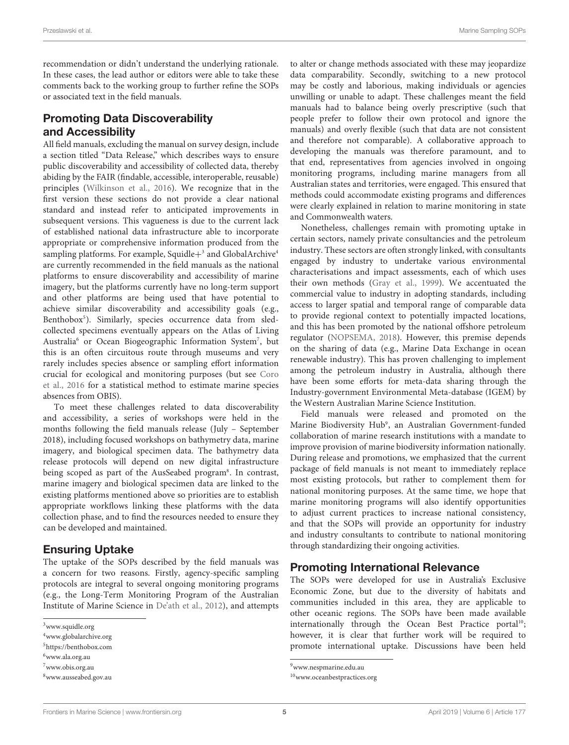recommendation or didn't understand the underlying rationale. In these cases, the lead author or editors were able to take these comments back to the working group to further refine the SOPs or associated text in the field manuals.

## Promoting Data Discoverability and Accessibility

All field manuals, excluding the manual on survey design, include a section titled "Data Release," which describes ways to ensure public discoverability and accessibility of collected data, thereby abiding by the FAIR (findable, accessible, interoperable, reusable) principles (Wilkinson et al., 2016). We recognize that in the first version these sections do not provide a clear national standard and instead refer to anticipated improvements in subsequent versions. This vagueness is due to the current lack of established national data infrastructure able to incorporate appropriate or comprehensive information produced from the sampling platforms. For example, Squidle+[3] and GlobalArchive[4] are currently recommended in the field manuals as the national platforms to ensure discoverability and accessibility of marine imagery, but the platforms currently have no long-term support and other platforms are being used that have potential to achieve similar discoverability and accessibility goals (e.g., Benthobox[5]). Similarly, species occurrence data from sled-collected specimens eventually appears on the Atlas of Living Australia[6] or Ocean Biogeographic Information System[7], but this is an often circuitous route through museums and very rarely includes species absence or sampling effort information crucial for ecological and monitoring purposes (but see Coro et al., 2016 for a statistical method to estimate marine species absences from OBIS).

To meet these challenges related to data discoverability and accessibility, a series of workshops were held in the months following the field manuals release (July – September 2018), including focused workshops on bathymetry data, marine imagery, and biological specimen data. The bathymetry data release protocols will depend on new digital infrastructure being scoped as part of the AusSeabed program[8]. In contrast, marine imagery and biological specimen data are linked to the existing platforms mentioned above so priorities are to establish appropriate workflows linking these platforms with the data collection phase, and to find the resources needed to ensure they can be developed and maintained.

## Ensuring Uptake

The uptake of the SOPs described by the field manuals was a concern for two reasons. Firstly, agency-specific sampling protocols are integral to several ongoing monitoring programs (e.g., the Long-Term Monitoring Program of the Australian Institute of Marine Science in De'ath et al., 2012), and attempts to alter or change methods associated with these may jeopardize data comparability. Secondly, switching to a new protocol may be costly and laborious, making individuals or agencies unwilling or unable to adapt. These challenges meant the field manuals had to balance being overly prescriptive (such that people prefer to follow their own protocol and ignore the manuals) and overly flexible (such that data are not consistent and therefore not comparable). A collaborative approach to developing the manuals was therefore paramount, and to that end, representatives from agencies involved in ongoing monitoring programs, including marine managers from all Australian states and territories, were engaged. This ensured that methods could accommodate existing programs and differences were clearly explained in relation to marine monitoring in state and Commonwealth waters.

Nonetheless, challenges remain with promoting uptake in certain sectors, namely private consultancies and the petroleum industry. These sectors are often strongly linked, with consultants engaged by industry to undertake various environmental characterisations and impact assessments, each of which uses their own methods (Gray et al., 1999). We accentuated the commercial value to industry in adopting standards, including access to larger spatial and temporal range of comparable data to provide regional context to potentially impacted locations, and this has been promoted by the national offshore petroleum regulator (NOPSEMA, 2018). However, this premise depends on the sharing of data (e.g., Marine Data Exchange in ocean renewable industry). This has proven challenging to implement among the petroleum industry in Australia, although there have been some efforts for meta-data sharing through the Industry-government Environmental Meta-database (IGEM) by the Western Australian Marine Science Institution.

Field manuals were released and promoted on the Marine Biodiversity Hub[9], an Australian Government-funded collaboration of marine research institutions with a mandate to improve provision of marine biodiversity information nationally. During release and promotions, we emphasized that the current package of field manuals is not meant to immediately replace most existing protocols, but rather to complement them for national monitoring purposes. At the same time, we hope that marine monitoring programs will also identify opportunities to adjust current practices to increase national consistency, and that the SOPs will provide an opportunity for industry and industry consultants to contribute to national monitoring through standardizing their ongoing activities.

## Promoting International Relevance

The SOPs were developed for use in Australia's Exclusive Economic Zone, but due to the diversity of habitats and communities included in this area, they are applicable to other oceanic regions. The SOPs have been made available internationally through the Ocean Best Practice portal[10]; however, it is clear that further work will be required to promote international uptake. Discussions have been held

[3] www.squidle.org
[4] www.globalarchive.org
[5] https://benthobox.com
[6] www.ala.org.au
[7] www.obis.org.au
[8] www.ausseabed.gov.au
[9] www.nespmarine.edu.au
[10] www.oceanbestpractices.org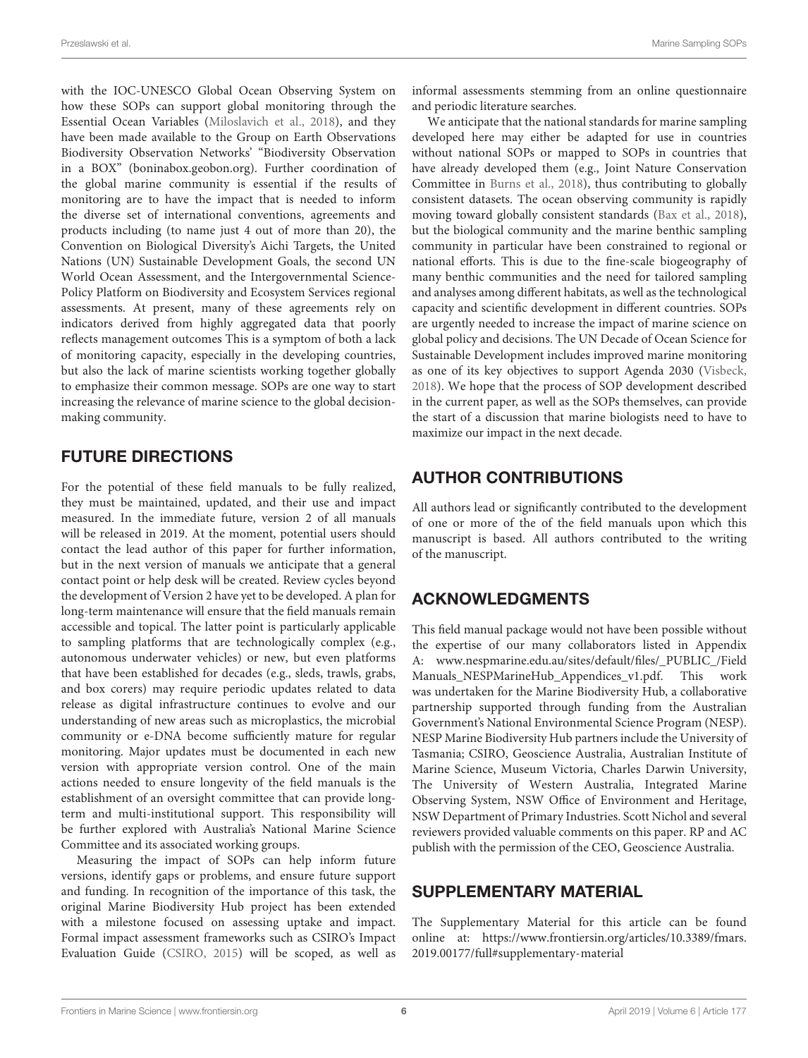with the IOC-UNESCO Global Ocean Observing System on how these SOPs can support global monitoring through the Essential Ocean Variables (Miloslavich et al., 2018), and they have been made available to the Group on Earth Observations Biodiversity Observation Networks' "Biodiversity Observation in a BOX" (boninabox.geobon.org). Further coordination of the global marine community is essential if the results of monitoring are to have the impact that is needed to inform the diverse set of international conventions, agreements and products including (to name just 4 out of more than 20), the Convention on Biological Diversity's Aichi Targets, the United Nations (UN) Sustainable Development Goals, the second UN World Ocean Assessment, and the Intergovernmental Science-Policy Platform on Biodiversity and Ecosystem Services regional assessments. At present, many of these agreements rely on indicators derived from highly aggregated data that poorly reflects management outcomes This is a symptom of both a lack of monitoring capacity, especially in the developing countries, but also the lack of marine scientists working together globally to emphasize their common message. SOPs are one way to start increasing the relevance of marine science to the global decision-making community.

## FUTURE DIRECTIONS

For the potential of these field manuals to be fully realized, they must be maintained, updated, and their use and impact measured. In the immediate future, version 2 of all manuals will be released in 2019. At the moment, potential users should contact the lead author of this paper for further information, but in the next version of manuals we anticipate that a general contact point or help desk will be created. Review cycles beyond the development of Version 2 have yet to be developed. A plan for long-term maintenance will ensure that the field manuals remain accessible and topical. The latter point is particularly applicable to sampling platforms that are technologically complex (e.g., autonomous underwater vehicles) or new, but even platforms that have been established for decades (e.g., sleds, trawls, grabs, and box corers) may require periodic updates related to data release as digital infrastructure continues to evolve and our understanding of new areas such as microplastics, the microbial community or e-DNA become sufficiently mature for regular monitoring. Major updates must be documented in each new version with appropriate version control. One of the main actions needed to ensure longevity of the field manuals is the establishment of an oversight committee that can provide long-term and multi-institutional support. This responsibility will be further explored with Australia's National Marine Science Committee and its associated working groups.

Measuring the impact of SOPs can help inform future versions, identify gaps or problems, and ensure future support and funding. In recognition of the importance of this task, the original Marine Biodiversity Hub project has been extended with a milestone focused on assessing uptake and impact. Formal impact assessment frameworks such as CSIRO's Impact Evaluation Guide (CSIRO, 2015) will be scoped, as well as informal assessments stemming from an online questionnaire and periodic literature searches.

We anticipate that the national standards for marine sampling developed here may either be adapted for use in countries without national SOPs or mapped to SOPs in countries that have already developed them (e.g., Joint Nature Conservation Committee in Burns et al., 2018), thus contributing to globally consistent datasets. The ocean observing community is rapidly moving toward globally consistent standards (Bax et al., 2018), but the biological community and the marine benthic sampling community in particular have been constrained to regional or national efforts. This is due to the fine-scale biogeography of many benthic communities and the need for tailored sampling and analyses among different habitats, as well as the technological capacity and scientific development in different countries. SOPs are urgently needed to increase the impact of marine science on global policy and decisions. The UN Decade of Ocean Science for Sustainable Development includes improved marine monitoring as one of its key objectives to support Agenda 2030 (Visbeck, 2018). We hope that the process of SOP development described in the current paper, as well as the SOPs themselves, can provide the start of a discussion that marine biologists need to have to maximize our impact in the next decade.

## AUTHOR CONTRIBUTIONS

All authors lead or significantly contributed to the development of one or more of the of the field manuals upon which this manuscript is based. All authors contributed to the writing of the manuscript.

## ACKNOWLEDGMENTS

This field manual package would not have been possible without the expertise of our many collaborators listed in Appendix A: www.nespmarine.edu.au/sites/default/files/_PUBLIC_/FieldManuals_NESPMarineHub_Appendices_v1.pdf. This work was undertaken for the Marine Biodiversity Hub, a collaborative partnership supported through funding from the Australian Government's National Environmental Science Program (NESP). NESP Marine Biodiversity Hub partners include the University of Tasmania; CSIRO, Geoscience Australia, Australian Institute of Marine Science, Museum Victoria, Charles Darwin University, The University of Western Australia, Integrated Marine Observing System, NSW Office of Environment and Heritage, NSW Department of Primary Industries. Scott Nichol and several reviewers provided valuable comments on this paper. RP and AC publish with the permission of the CEO, Geoscience Australia.

## SUPPLEMENTARY MATERIAL

The Supplementary Material for this article can be found online at: https://www.frontiersin.org/articles/10.3389/fmars.2019.00177/full#supplementary-material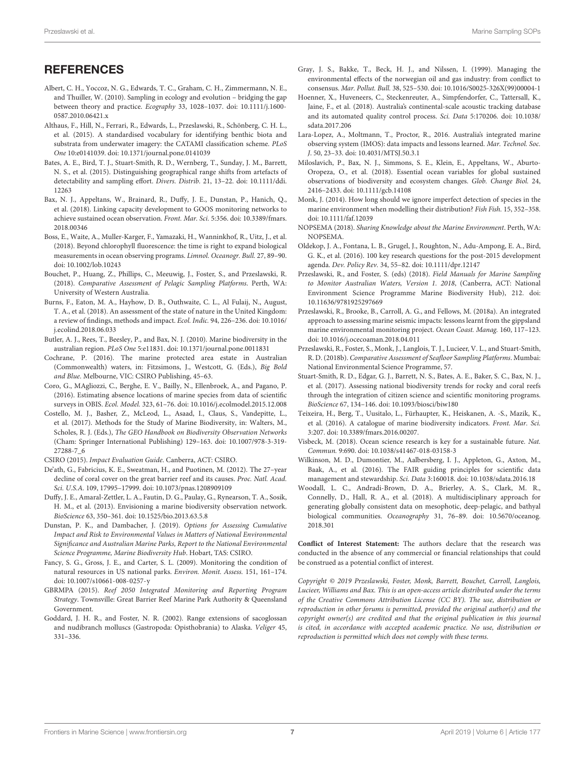## REFERENCES

Albert, C. H., Yoccoz, N. G., Edwards, T. C., Graham, C. H., Zimmermann, N. E., and Thuiller, W. (2010). Sampling in ecology and evolution – bridging the gap between theory and practice. *Ecography* 33, 1028–1037. doi: 10.1111/j.1600-0587.2010.06421.x

Althaus, F., Hill, N., Ferrari, R., Edwards, L., Przeslawski, R., Schönberg, C. H. L., et al. (2015). A standardised vocabulary for identifying benthic biota and substrata from underwater imagery: the CATAMI classification scheme. *PLoS One* 10:e0141039. doi: 10.1371/journal.pone.0141039

Bates, A. E., Bird, T. J., Stuart-Smith, R. D., Wernberg, T., Sunday, J. M., Barrett, N. S., et al. (2015). Distinguishing geographical range shifts from artefacts of detectability and sampling effort. *Divers. Distrib.* 21, 13–22. doi: 10.1111/ddi.12263

Bax, N. J., Appeltans, W., Brainard, R., Duffy, J. E., Dunstan, P., Hanich, Q., et al. (2018). Linking capacity development to GOOS monitoring networks to achieve sustained ocean observation. *Front. Mar. Sci.* 5:356. doi: 10.3389/fmars.2018.00346

Boss, E., Waite, A., Muller-Karger, F., Yamazaki, H., Wanninkhof, R., Uitz, J., et al. (2018). Beyond chlorophyll fluorescence: the time is right to expand biological measurements in ocean observing programs. *Limnol. Oceanogr. Bull.* 27, 89–90. doi: 10.1002/lob.10243

Bouchet, P., Huang, Z., Phillips, C., Meeuwig, J., Foster, S., and Przeslawski, R. (2018). *Comparative Assessment of Pelagic Sampling Platforms*. Perth, WA: University of Western Australia.

Burns, F., Eaton, M. A., Hayhow, D. B., Outhwaite, C. L., Al Fulaij, N., August, T. A., et al. (2018). An assessment of the state of nature in the United Kingdom: a review of findings, methods and impact. *Ecol. Indic.* 94, 226–236. doi: 10.1016/j.ecolind.2018.06.033

Butler, A. J., Rees, T., Beesley, P., and Bax, N. J. (2010). Marine biodiversity in the australian region. *PLoS One* 5:e11831. doi: 10.1371/journal.pone.0011831

Cochrane, P. (2016). The marine protected area estate in Australian (Commonwealth) waters, in: Fitzsimons, J., Westcott, G. (Eds.), *Big Bold and Blue*. Melbourne, VIC: CSIRO Publishing, 45–63.

Coro, G., MAgliozzi, C., Berghe, E. V., Bailly, N., Ellenbroek, A., and Pagano, P. (2016). Estimating absence locations of marine species from data of scientific surveys in OBIS. *Ecol. Model.* 323, 61–76. doi: 10.1016/j.ecolmodel.2015.12.008

Costello, M. J., Basher, Z., McLeod, L., Asaad, I., Claus, S., Vandepitte, L., et al. (2017). Methods for the Study of Marine Biodiversity, in: Walters, M., Scholes, R. J. (Eds.), *The GEO Handbook on Biodiversity Observation Networks* (Cham: Springer International Publishing) 129–163. doi: 10.1007/978-3-319-27288-7_6

CSIRO (2015). *Impact Evaluation Guide*. Canberra, ACT: CSIRO.

De'ath, G., Fabricius, K. E., Sweatman, H., and Puotinen, M. (2012). The 27–year decline of coral cover on the great barrier reef and its causes. *Proc. Natl. Acad. Sci. U.S.A.* 109, 17995–17999. doi: 10.1073/pnas.1208909109

Duffy, J. E., Amaral-Zettler, L. A., Fautin, D. G., Paulay, G., Rynearson, T. A., Sosik, H. M., et al. (2013). Envisioning a marine biodiversity observation network. *BioScience* 63, 350–361. doi: 10.1525/bio.2013.63.5.8

Dunstan, P. K., and Dambacher, J. (2019). *Options for Assessing Cumulative Impact and Risk to Environmental Values in Matters of National Environmental Significance and Australian Marine Parks, Report to the National Environmental Science Programme, Marine Biodiversity Hub*. Hobart, TAS: CSIRO.

Fancy, S. G., Gross, J. E., and Carter, S. L. (2009). Monitoring the condition of natural resources in US national parks. *Environ. Monit. Assess.* 151, 161–174. doi: 10.1007/s10661-008-0257-y

GBRMPA (2015). *Reef 2050 Integrated Monitoring and Reporting Program Strategy*. Townsville: Great Barrier Reef Marine Park Authority & Queensland Government.

Goddard, J. H. R., and Foster, N. R. (2002). Range extensions of sacoglossan and nudibranch molluscs (Gastropoda: Opisthobrania) to Alaska. *Veliger* 45, 331–336.

Gray, J. S., Bakke, T., Beck, H. J., and Nilssen, I. (1999). Managing the environmental effects of the norwegian oil and gas industry: from conflict to consensus. *Mar. Pollut. Bull.* 38, 525–530. doi: 10.1016/S0025-326X(99)00004-1

Hoenner, X., Huveneers, C., Steckenreuter, A., Simpfendorfer, C., Tattersall, K., Jaine, F., et al. (2018). Australia's continental-scale acoustic tracking database and its automated quality control process. *Sci. Data* 5:170206. doi: 10.1038/sdata.2017.206

Lara-Lopez, A., Moltmann, T., Proctor, R., 2016. Australia's integrated marine observing system (IMOS): data impacts and lessons learned. *Mar. Technol. Soc. J.* 50, 23–33. doi: 10.4031/MTSJ.50.3.1

Miloslavich, P., Bax, N. J., Simmons, S. E., Klein, E., Appeltans, W., Aburto-Oropeza, O., et al. (2018). Essential ocean variables for global sustained observations of biodiversity and ecosystem changes. *Glob. Change Biol.* 24, 2416–2433. doi: 10.1111/gcb.14108

Monk, J. (2014). How long should we ignore imperfect detection of species in the marine environment when modelling their distribution? *Fish Fish.* 15, 352–358. doi: 10.1111/faf.12039

NOPSEMA (2018). *Sharing Knowledge about the Marine Environment*. Perth, WA: NOPSEMA.

Oldekop, J. A., Fontana, L. B., Grugel, J., Roughton, N., Adu-Ampong, E. A., Bird, G. K., et al. (2016). 100 key research questions for the post-2015 development agenda. *Dev. Policy Rev.* 34, 55–82. doi: 10.1111/dpr.12147

Przeslawski, R., and Foster, S. (eds) (2018). *Field Manuals for Marine Sampling to Monitor Australian Waters, Version 1. 2018*, (Canberra, ACT: National Environment Science Programme Marine Biodiversity Hub), 212. doi: 10.11636/9781925297669

Przeslawski, R., Brooke, B., Carroll, A. G., and Fellows, M. (2018a). An integrated approach to assessing marine seismic impacts: lessons learnt from the gippsland marine environmental monitoring project. *Ocean Coast. Manag.* 160, 117–123. doi: 10.1016/j.ocecoaman.2018.04.011

Przeslawski, R., Foster, S., Monk, J., Langlois, T. J., Lucieer, V. L., and Stuart-Smith, R. D. (2018b). *Comparative Assessment of Seafloor Sampling Platforms*. Mumbai: National Environmental Science Programme, 57.

Stuart-Smith, R. D., Edgar, G. J., Barrett, N. S., Bates, A. E., Baker, S. C., Bax, N. J., et al. (2017). Assessing national biodiversity trends for rocky and coral reefs through the integration of citizen science and scientific monitoring programs. *BioScience* 67, 134–146. doi: 10.1093/biosci/biw180

Teixeira, H., Berg, T., Uusitalo, L., Fürhaupter, K., Heiskanen, A. -S., Mazik, K., et al. (2016). A catalogue of marine biodiversity indicators. *Front. Mar. Sci.* 3:207. doi: 10.3389/fmars.2016.00207.

Visbeck, M. (2018). Ocean science research is key for a sustainable future. *Nat. Commun.* 9:690. doi: 10.1038/s41467-018-03158-3

Wilkinson, M. D., Dumontier, M., Aalbersberg, I. J., Appleton, G., Axton, M., Baak, A., et al. (2016). The FAIR guiding principles for scientific data management and stewardship. *Sci. Data* 3:160018. doi: 10.1038/sdata.2016.18

Woodall, L. C., Andradi-Brown, D. A., Brierley, A. S., Clark, M. R., Connelly, D., Hall, R. A., et al. (2018). A multidisciplinary approach for generating globally consistent data on mesophotic, deep-pelagic, and bathyal biological communities. *Oceanography* 31, 76–89. doi: 10.5670/oceanog.2018.301

**Conflict of Interest Statement:** The authors declare that the research was conducted in the absence of any commercial or financial relationships that could be construed as a potential conflict of interest.

*Copyright © 2019 Przeslawski, Foster, Monk, Barrett, Bouchet, Carroll, Langlois, Lucieer, Williams and Bax. This is an open-access article distributed under the terms of the Creative Commons Attribution License (CC BY). The use, distribution or reproduction in other forums is permitted, provided the original author(s) and the copyright owner(s) are credited and that the original publication in this journal is cited, in accordance with accepted academic practice. No use, distribution or reproduction is permitted which does not comply with these terms.*